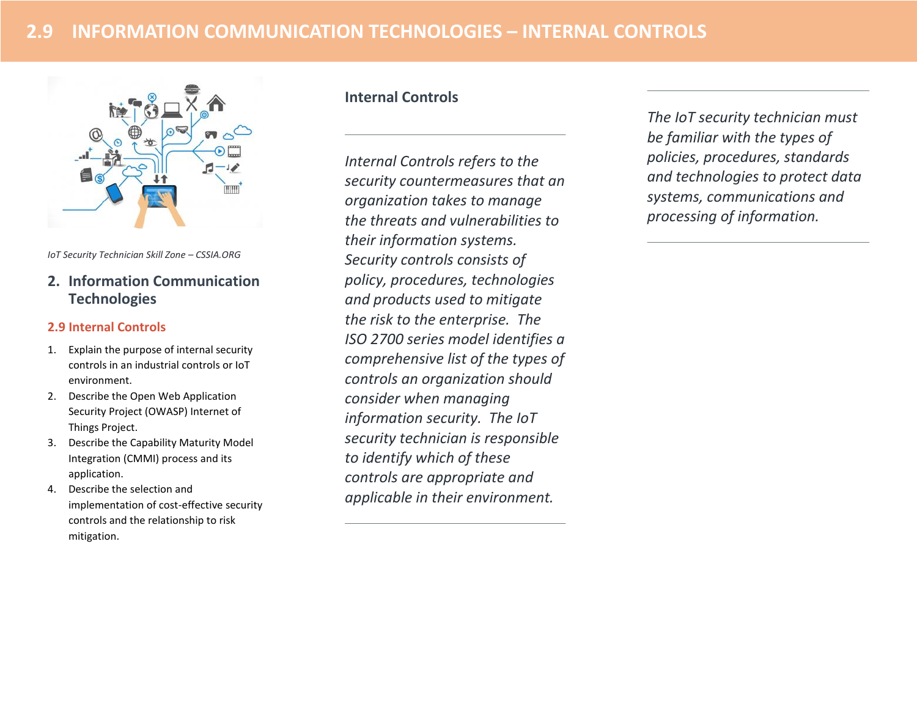# 2.9 INFORMATION COMMUNICATION TECHNOLOGIES – INTERNAL CONTROLS

*IoT Security Technician Skill Zone – CSSIA.ORG*

## 2. Information Communication Technologies

### 2.9 Internal Controls

1. Explain the purpose of internal security controls in an industrial controls or IoT environment.
2. Describe the Open Web Application Security Project (OWASP) Internet of Things Project.
3. Describe the Capability Maturity Model Integration (CMMI) process and its application.
4. Describe the selection and implementation of cost-effective security controls and the relationship to risk mitigation.

### Internal Controls

*Internal Controls refers to the security countermeasures that an organization takes to manage the threats and vulnerabilities to their information systems. Security controls consists of policy, procedures, technologies and products used to mitigate the risk to the enterprise. The ISO 2700 series model identifies a comprehensive list of the types of controls an organization should consider when managing information security. The IoT security technician is responsible to identify which of these controls are appropriate and applicable in their environment.*

*The IoT security technician must be familiar with the types of policies, procedures, standards and technologies to protect data systems, communications and processing of information.*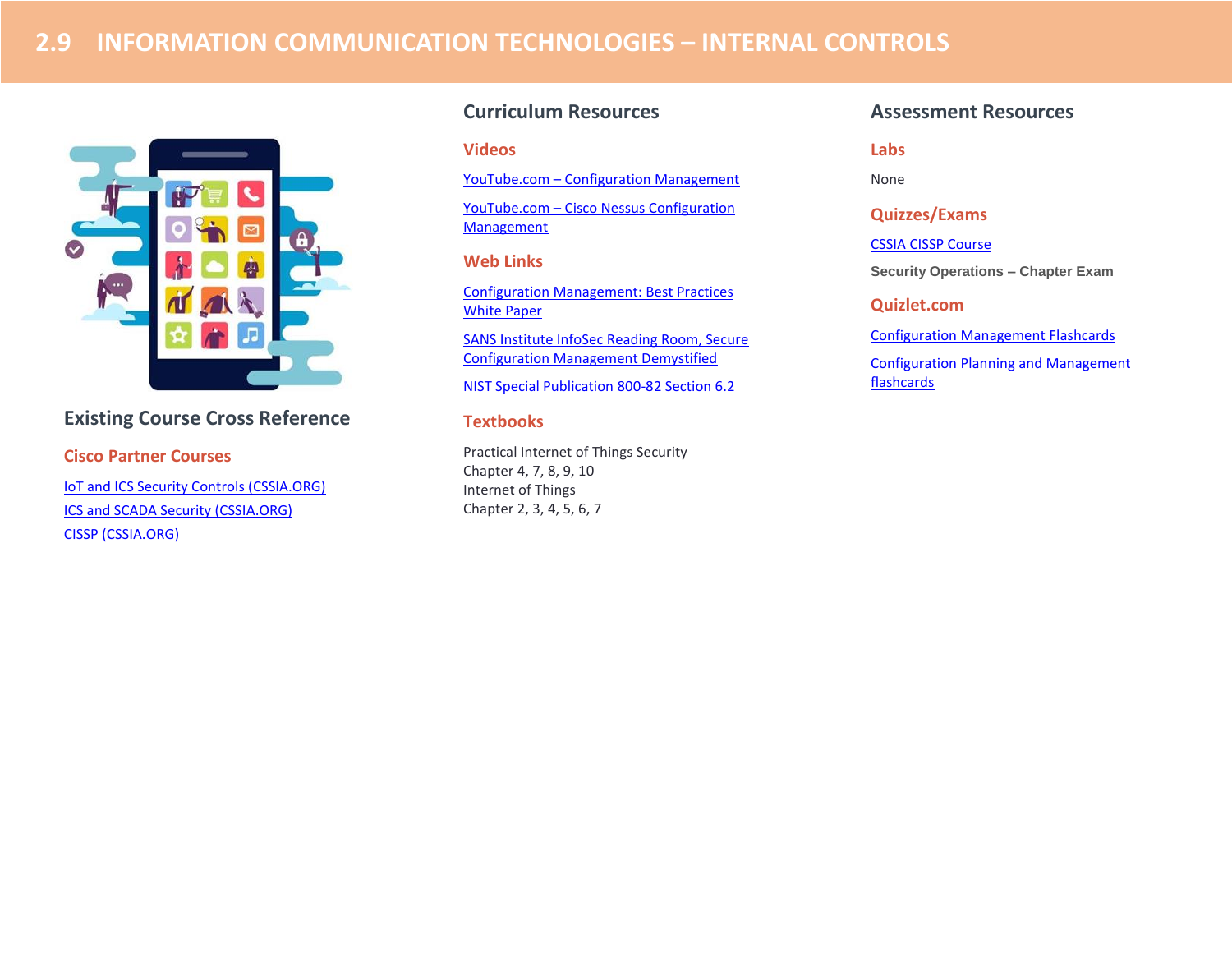# 2.9 INFORMATION COMMUNICATION TECHNOLOGIES – INTERNAL CONTROLS

## Existing Course Cross Reference

### Cisco Partner Courses

IoT and ICS Security Controls (CSSIA.ORG)

ICS and SCADA Security (CSSIA.ORG)

CISSP (CSSIA.ORG)

## Curriculum Resources

### Videos

YouTube.com – Configuration Management

YouTube.com – Cisco Nessus Configuration Management

### Web Links

Configuration Management: Best Practices White Paper

SANS Institute InfoSec Reading Room, Secure Configuration Management Demystified

NIST Special Publication 800-82 Section 6.2

### Textbooks

Practical Internet of Things Security
Chapter 4, 7, 8, 9, 10
Internet of Things
Chapter 2, 3, 4, 5, 6, 7

## Assessment Resources

### Labs

None

### Quizzes/Exams

CSSIA CISSP Course

**Security Operations – Chapter Exam**

### Quizlet.com

Configuration Management Flashcards

Configuration Planning and Management flashcards